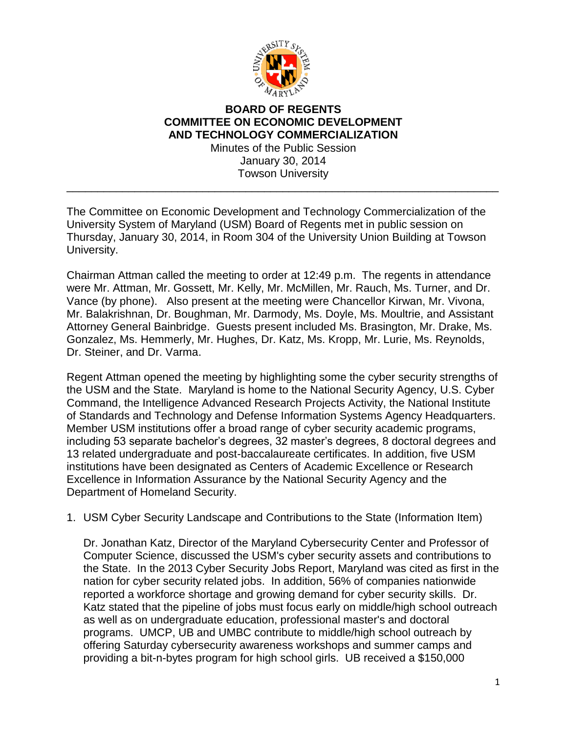# BOARD OF REGENTS
# COMMITTEE ON ECONOMIC DEVELOPMENT AND TECHNOLOGY COMMERCIALIZATION

Minutes of the Public Session
January 30, 2014
Towson University

---

The Committee on Economic Development and Technology Commercialization of the University System of Maryland (USM) Board of Regents met in public session on Thursday, January 30, 2014, in Room 304 of the University Union Building at Towson University.

Chairman Attman called the meeting to order at 12:49 p.m. The regents in attendance were Mr. Attman, Mr. Gossett, Mr. Kelly, Mr. McMillen, Mr. Rauch, Ms. Turner, and Dr. Vance (by phone). Also present at the meeting were Chancellor Kirwan, Mr. Vivona, Mr. Balakrishnan, Dr. Boughman, Mr. Darmody, Ms. Doyle, Ms. Moultrie, and Assistant Attorney General Bainbridge. Guests present included Ms. Brasington, Mr. Drake, Ms. Gonzalez, Ms. Hemmerly, Mr. Hughes, Dr. Katz, Ms. Kropp, Mr. Lurie, Ms. Reynolds, Dr. Steiner, and Dr. Varma.

Regent Attman opened the meeting by highlighting some the cyber security strengths of the USM and the State. Maryland is home to the National Security Agency, U.S. Cyber Command, the Intelligence Advanced Research Projects Activity, the National Institute of Standards and Technology and Defense Information Systems Agency Headquarters. Member USM institutions offer a broad range of cyber security academic programs, including 53 separate bachelor's degrees, 32 master's degrees, 8 doctoral degrees and 13 related undergraduate and post-baccalaureate certificates. In addition, five USM institutions have been designated as Centers of Academic Excellence or Research Excellence in Information Assurance by the National Security Agency and the Department of Homeland Security.

1. USM Cyber Security Landscape and Contributions to the State (Information Item)

   Dr. Jonathan Katz, Director of the Maryland Cybersecurity Center and Professor of Computer Science, discussed the USM's cyber security assets and contributions to the State. In the 2013 Cyber Security Jobs Report, Maryland was cited as first in the nation for cyber security related jobs. In addition, 56% of companies nationwide reported a workforce shortage and growing demand for cyber security skills. Dr. Katz stated that the pipeline of jobs must focus early on middle/high school outreach as well as on undergraduate education, professional master's and doctoral programs. UMCP, UB and UMBC contribute to middle/high school outreach by offering Saturday cybersecurity awareness workshops and summer camps and providing a bit-n-bytes program for high school girls. UB received a $150,000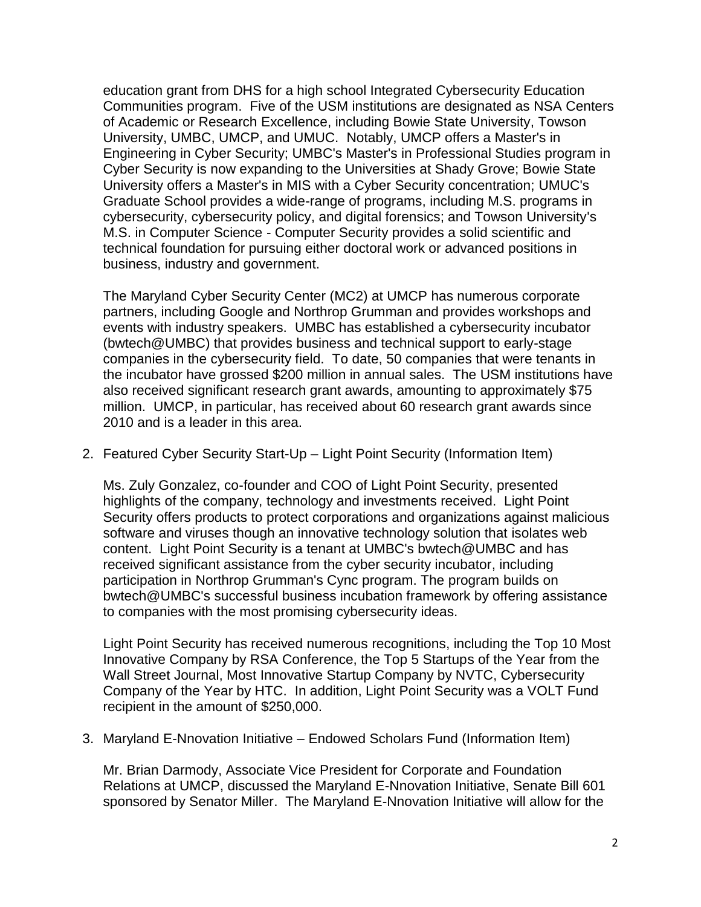education grant from DHS for a high school Integrated Cybersecurity Education Communities program. Five of the USM institutions are designated as NSA Centers of Academic or Research Excellence, including Bowie State University, Towson University, UMBC, UMCP, and UMUC. Notably, UMCP offers a Master's in Engineering in Cyber Security; UMBC's Master's in Professional Studies program in Cyber Security is now expanding to the Universities at Shady Grove; Bowie State University offers a Master's in MIS with a Cyber Security concentration; UMUC's Graduate School provides a wide-range of programs, including M.S. programs in cybersecurity, cybersecurity policy, and digital forensics; and Towson University's M.S. in Computer Science - Computer Security provides a solid scientific and technical foundation for pursuing either doctoral work or advanced positions in business, industry and government.

The Maryland Cyber Security Center (MC2) at UMCP has numerous corporate partners, including Google and Northrop Grumman and provides workshops and events with industry speakers. UMBC has established a cybersecurity incubator (bwtech@UMBC) that provides business and technical support to early-stage companies in the cybersecurity field. To date, 50 companies that were tenants in the incubator have grossed $200 million in annual sales. The USM institutions have also received significant research grant awards, amounting to approximately $75 million. UMCP, in particular, has received about 60 research grant awards since 2010 and is a leader in this area.

2. Featured Cyber Security Start-Up – Light Point Security (Information Item)

   Ms. Zuly Gonzalez, co-founder and COO of Light Point Security, presented highlights of the company, technology and investments received. Light Point Security offers products to protect corporations and organizations against malicious software and viruses though an innovative technology solution that isolates web content. Light Point Security is a tenant at UMBC's bwtech@UMBC and has received significant assistance from the cyber security incubator, including participation in Northrop Grumman's Cync program. The program builds on bwtech@UMBC's successful business incubation framework by offering assistance to companies with the most promising cybersecurity ideas.

   Light Point Security has received numerous recognitions, including the Top 10 Most Innovative Company by RSA Conference, the Top 5 Startups of the Year from the Wall Street Journal, Most Innovative Startup Company by NVTC, Cybersecurity Company of the Year by HTC. In addition, Light Point Security was a VOLT Fund recipient in the amount of $250,000.

3. Maryland E-Nnovation Initiative – Endowed Scholars Fund (Information Item)

   Mr. Brian Darmody, Associate Vice President for Corporate and Foundation Relations at UMCP, discussed the Maryland E-Nnovation Initiative, Senate Bill 601 sponsored by Senator Miller. The Maryland E-Nnovation Initiative will allow for the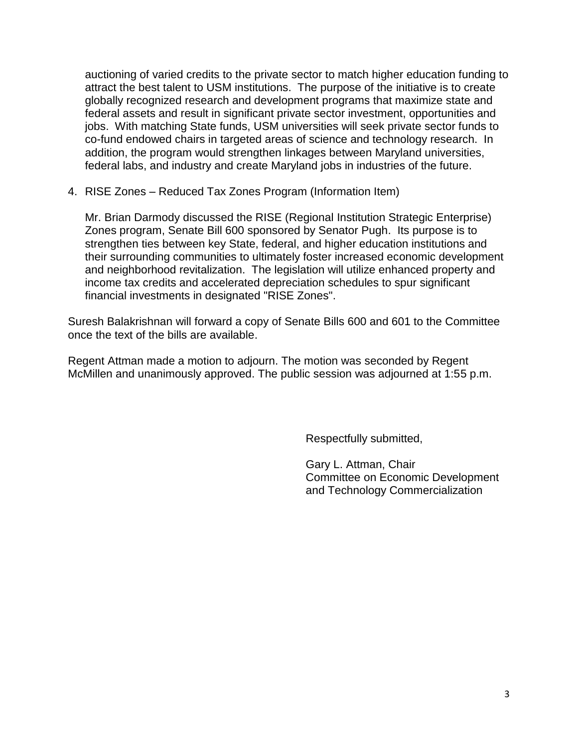auctioning of varied credits to the private sector to match higher education funding to attract the best talent to USM institutions. The purpose of the initiative is to create globally recognized research and development programs that maximize state and federal assets and result in significant private sector investment, opportunities and jobs. With matching State funds, USM universities will seek private sector funds to co-fund endowed chairs in targeted areas of science and technology research. In addition, the program would strengthen linkages between Maryland universities, federal labs, and industry and create Maryland jobs in industries of the future.

4. RISE Zones – Reduced Tax Zones Program (Information Item)

   Mr. Brian Darmody discussed the RISE (Regional Institution Strategic Enterprise) Zones program, Senate Bill 600 sponsored by Senator Pugh. Its purpose is to strengthen ties between key State, federal, and higher education institutions and their surrounding communities to ultimately foster increased economic development and neighborhood revitalization. The legislation will utilize enhanced property and income tax credits and accelerated depreciation schedules to spur significant financial investments in designated "RISE Zones".

Suresh Balakrishnan will forward a copy of Senate Bills 600 and 601 to the Committee once the text of the bills are available.

Regent Attman made a motion to adjourn. The motion was seconded by Regent McMillen and unanimously approved. The public session was adjourned at 1:55 p.m.

Respectfully submitted,

Gary L. Attman, Chair
Committee on Economic Development and Technology Commercialization